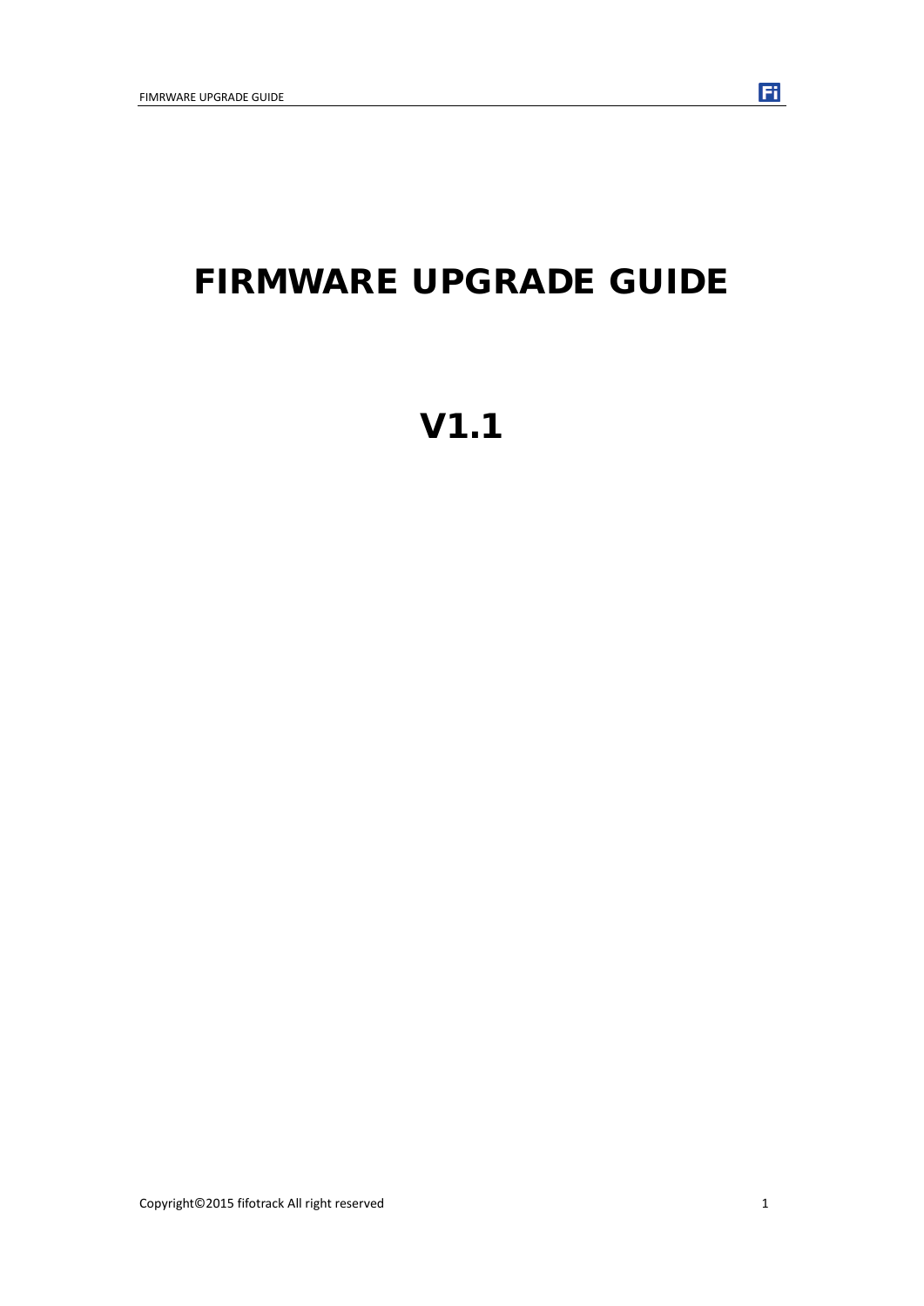# FIRMWARE UPGRADE GUIDE

# V1.1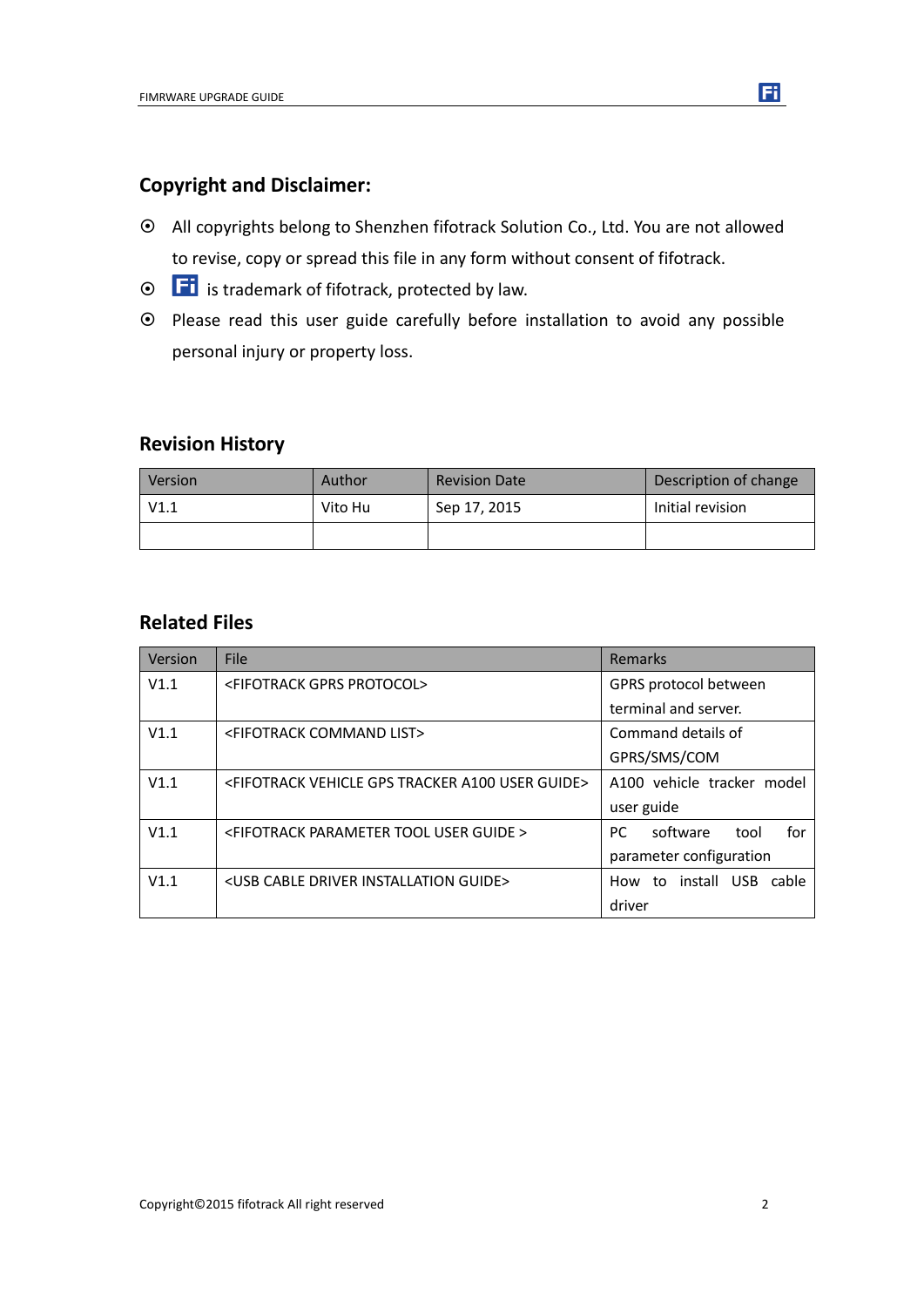## Copyright and Disclaimer:

- All copyrights belong to Shenzhen fifotrack Solution Co., Ltd. You are not allowed to revise, copy or spread this file in any form without consent of fifotrack.
- Fi is trademark of fifotrack, protected by law.
- Please read this user guide carefully before installation to avoid any possible personal injury or property loss.

## Revision History

| Version | Author | Revision Date | Description of change |
|---|---|---|---|
| V1.1 | Vito Hu | Sep 17, 2015 | Initial revision |
| | | | |

## Related Files

| Version | File | Remarks |
|---|---|---|
| V1.1 | <FIFOTRACK GPRS PROTOCOL> | GPRS protocol between terminal and server. |
| V1.1 | <FIFOTRACK COMMAND LIST> | Command details of GPRS/SMS/COM |
| V1.1 | <FIFOTRACK VEHICLE GPS TRACKER A100 USER GUIDE> | A100 vehicle tracker model user guide |
| V1.1 | <FIFOTRACK PARAMETER TOOL USER GUIDE > | PC software tool for parameter configuration |
| V1.1 | <USB CABLE DRIVER INSTALLATION GUIDE> | How to install USB cable driver |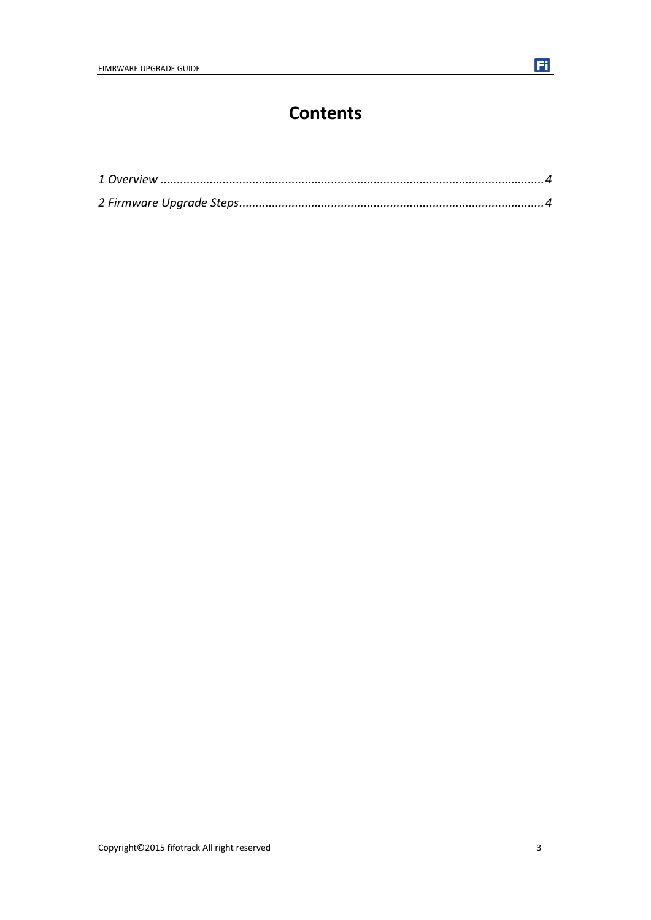# Contents

*1 Overview .................................................................................................................... 4*

*2 Firmware Upgrade Steps............................................................................................ 4*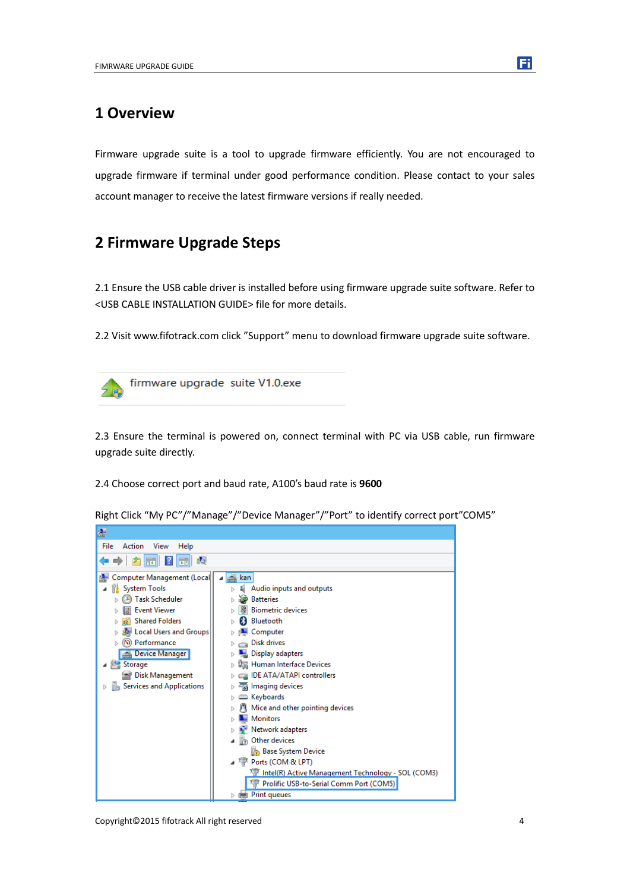# 1 Overview

Firmware upgrade suite is a tool to upgrade firmware efficiently. You are not encouraged to upgrade firmware if terminal under good performance condition. Please contact to your sales account manager to receive the latest firmware versions if really needed.

# 2 Firmware Upgrade Steps

2.1 Ensure the USB cable driver is installed before using firmware upgrade suite software. Refer to <USB CABLE INSTALLATION GUIDE> file for more details.

2.2 Visit www.fifotrack.com click "Support" menu to download firmware upgrade suite software.

firmware upgrade suite V1.0.exe

2.3 Ensure the terminal is powered on, connect terminal with PC via USB cable, run firmware upgrade suite directly.

2.4 Choose correct port and baud rate, A100's baud rate is **9600**

Right Click "My PC"/"Manage"/"Device Manager"/"Port" to identify correct port"COM5"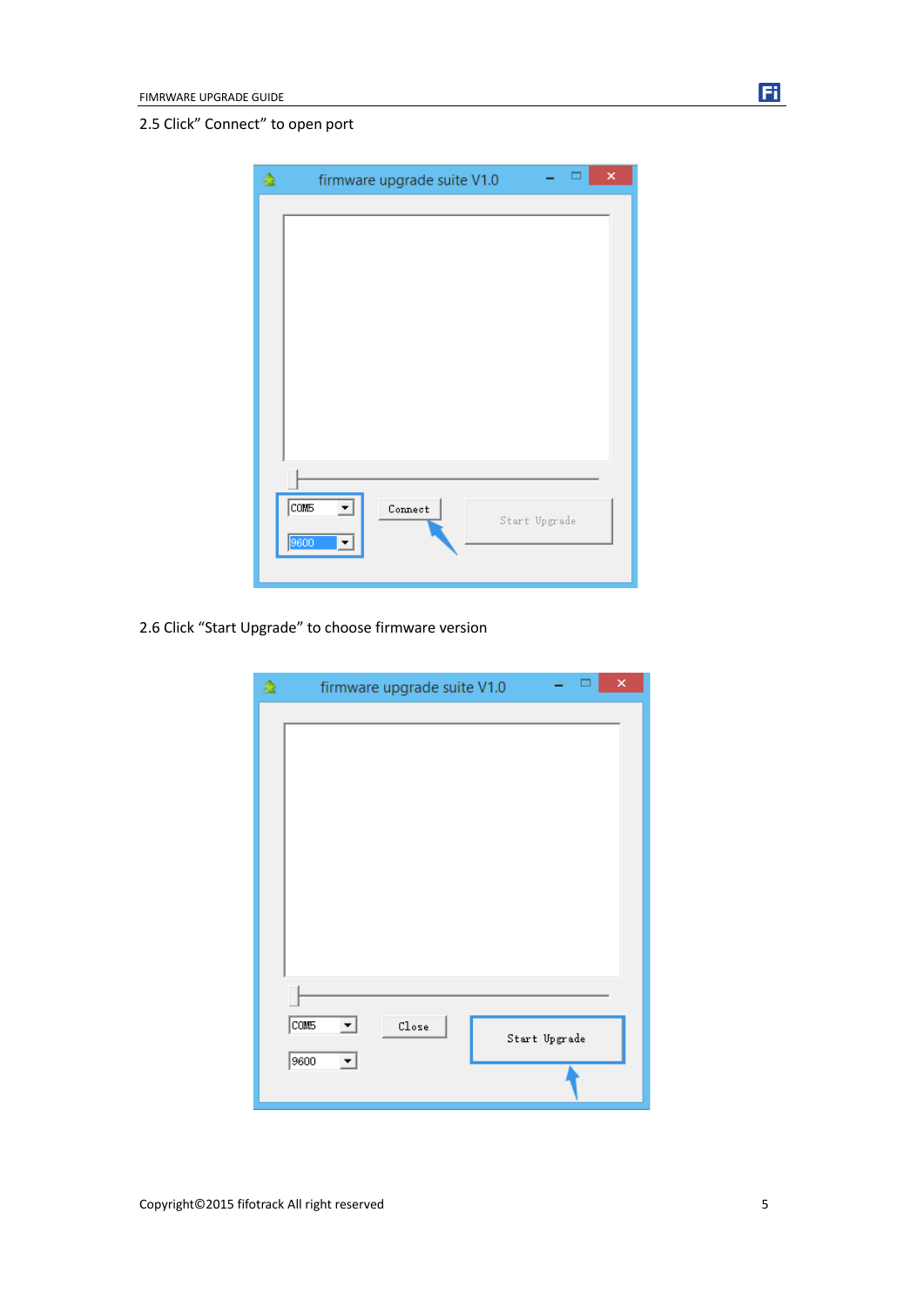2.5 Click" Connect" to open port

2.6 Click "Start Upgrade" to choose firmware version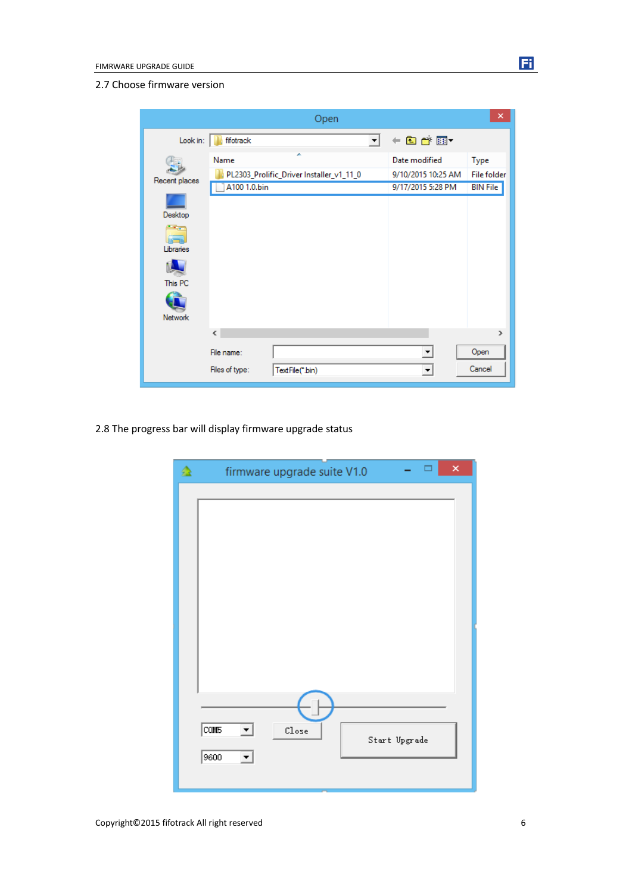## 2.7 Choose firmware version

## 2.8 The progress bar will display firmware upgrade status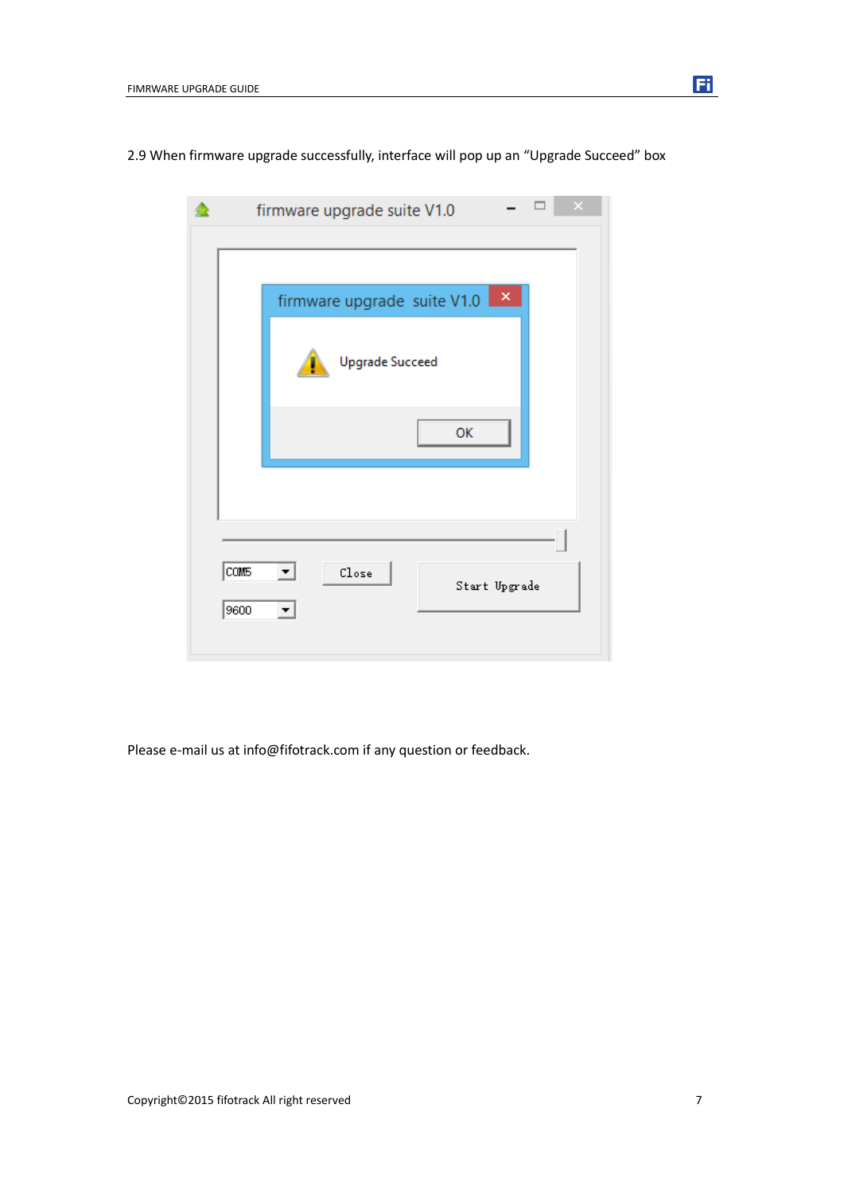2.9 When firmware upgrade successfully, interface will pop up an "Upgrade Succeed" box

Please e-mail us at info@fifotrack.com if any question or feedback.